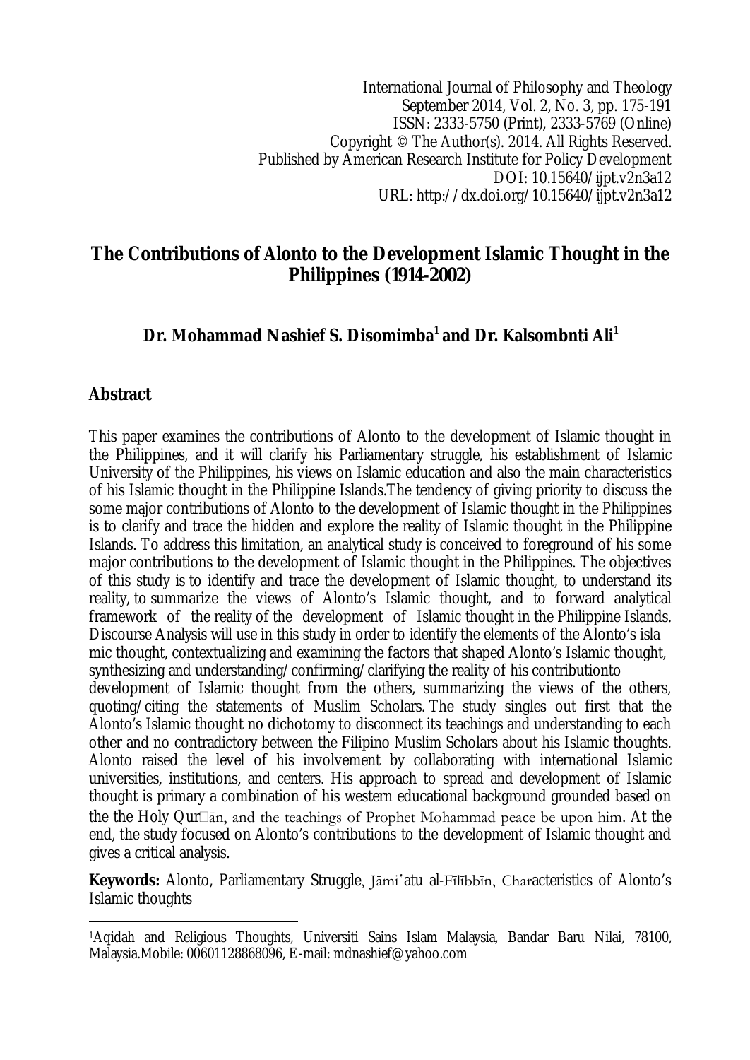International Journal of Philosophy and Theology
September 2014, Vol. 2, No. 3, pp. 175-191
ISSN: 2333-5750 (Print), 2333-5769 (Online)
Copyright © The Author(s). 2014. All Rights Reserved.
Published by American Research Institute for Policy Development
DOI: 10.15640/ijpt.v2n3a12
URL: http://dx.doi.org/10.15640/ijpt.v2n3a12

# The Contributions of Alonto to the Development Islamic Thought in the Philippines (1914-2002)

## Dr. Mohammad Nashief S. Disomimba[1] and Dr. Kalsombnti Ali[1]

## Abstract

This paper examines the contributions of Alonto to the development of Islamic thought in the Philippines, and it will clarify his Parliamentary struggle, his establishment of Islamic University of the Philippines, his views on Islamic education and also the main characteristics of his Islamic thought in the Philippine Islands.The tendency of giving priority to discuss the some major contributions of Alonto to the development of Islamic thought in the Philippines is to clarify and trace the hidden and explore the reality of Islamic thought in the Philippine Islands. To address this limitation, an analytical study is conceived to foreground of his some major contributions to the development of Islamic thought in the Philippines. The objectives of this study is to identify and trace the development of Islamic thought, to understand its reality, to summarize the views of Alonto's Islamic thought, and to forward analytical framework of the reality of the development of Islamic thought in the Philippine Islands. Discourse Analysis will use in this study in order to identify the elements of the Alonto's isla mic thought, contextualizing and examining the factors that shaped Alonto's Islamic thought, synthesizing and understanding/confirming/clarifying the reality of his contributionto development of Islamic thought from the others, summarizing the views of the others, quoting/citing the statements of Muslim Scholars. The study singles out first that the Alonto's Islamic thought no dichotomy to disconnect its teachings and understanding to each other and no contradictory between the Filipino Muslim Scholars about his Islamic thoughts. Alonto raised the level of his involvement by collaborating with international Islamic universities, institutions, and centers. His approach to spread and development of Islamic thought is primary a combination of his western educational background grounded based on the the Holy Qur□ān, and the teachings of Prophet Mohammad peace be upon him. At the end, the study focused on Alonto's contributions to the development of Islamic thought and gives a critical analysis.

**Keywords:** Alonto, Parliamentary Struggle, Jāmiʿatu al-Fīlībbīn, Characteristics of Alonto's Islamic thoughts

---

[1]Aqidah and Religious Thoughts, Universiti Sains Islam Malaysia, Bandar Baru Nilai, 78100, Malaysia.Mobile: 00601128868096, E-mail: mdnashief@yahoo.com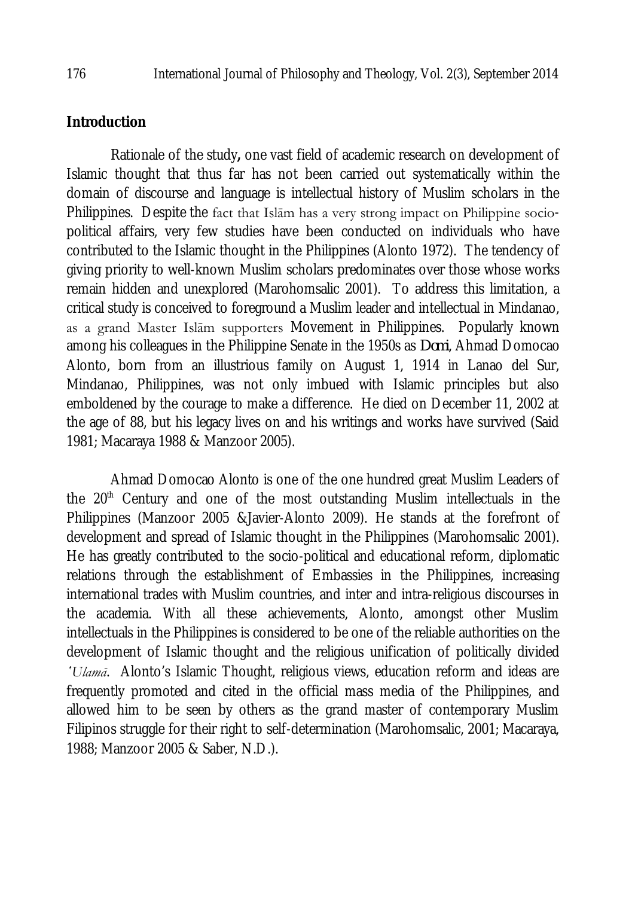## Introduction

Rationale of the study**,** one vast field of academic research on development of Islamic thought that thus far has not been carried out systematically within the domain of discourse and language is intellectual history of Muslim scholars in the Philippines. Despite the fact that Islām has a very strong impact on Philippine socio-political affairs, very few studies have been conducted on individuals who have contributed to the Islamic thought in the Philippines (Alonto 1972). The tendency of giving priority to well-known Muslim scholars predominates over those whose works remain hidden and unexplored (Marohomsalic 2001). To address this limitation, a critical study is conceived to foreground a Muslim leader and intellectual in Mindanao, as a grand Master Islām supporters Movement in Philippines. Popularly known among his colleagues in the Philippine Senate in the 1950s as *Domi*, Ahmad Domocao Alonto, born from an illustrious family on August 1, 1914 in Lanao del Sur, Mindanao, Philippines, was not only imbued with Islamic principles but also emboldened by the courage to make a difference. He died on December 11, 2002 at the age of 88, but his legacy lives on and his writings and works have survived (Said 1981; Macaraya 1988 & Manzoor 2005).

Ahmad Domocao Alonto is one of the one hundred great Muslim Leaders of the 20th Century and one of the most outstanding Muslim intellectuals in the Philippines (Manzoor 2005 &Javier-Alonto 2009). He stands at the forefront of development and spread of Islamic thought in the Philippines (Marohomsalic 2001). He has greatly contributed to the socio-political and educational reform, diplomatic relations through the establishment of Embassies in the Philippines, increasing international trades with Muslim countries, and inter and intra-religious discourses in the academia. With all these achievements, Alonto, amongst other Muslim intellectuals in the Philippines is considered to be one of the reliable authorities on the development of Islamic thought and the religious unification of politically divided *'Ulamā*. Alonto's Islamic Thought, religious views, education reform and ideas are frequently promoted and cited in the official mass media of the Philippines, and allowed him to be seen by others as the grand master of contemporary Muslim Filipinos struggle for their right to self-determination (Marohomsalic, 2001; Macaraya, 1988; Manzoor 2005 & Saber, N.D.).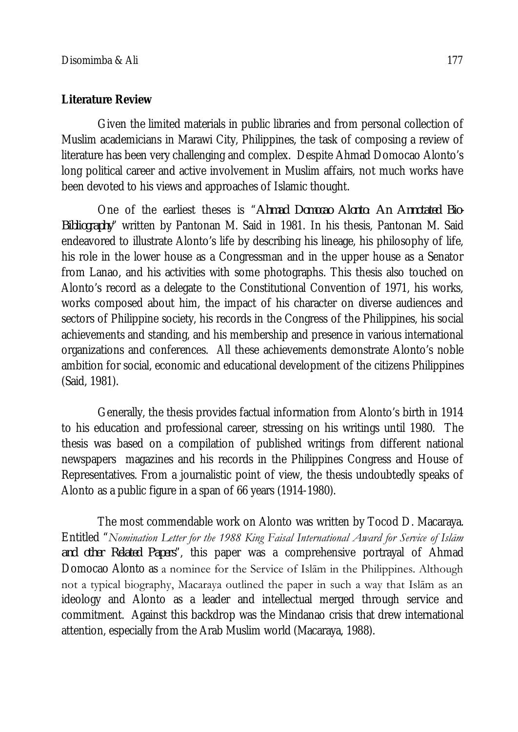**Literature Review**

Given the limited materials in public libraries and from personal collection of Muslim academicians in Marawi City, Philippines, the task of composing a review of literature has been very challenging and complex. Despite Ahmad Domocao Alonto's long political career and active involvement in Muslim affairs, not much works have been devoted to his views and approaches of Islamic thought.

One of the earliest theses is "*Ahmad Domocao Alonto: An Annotated Bio-Bibliography*" written by Pantonan M. Said in 1981. In his thesis, Pantonan M. Said endeavored to illustrate Alonto's life by describing his lineage, his philosophy of life, his role in the lower house as a Congressman and in the upper house as a Senator from Lanao, and his activities with some photographs. This thesis also touched on Alonto's record as a delegate to the Constitutional Convention of 1971, his works, works composed about him, the impact of his character on diverse audiences and sectors of Philippine society, his records in the Congress of the Philippines, his social achievements and standing, and his membership and presence in various international organizations and conferences. All these achievements demonstrate Alonto's noble ambition for social, economic and educational development of the citizens Philippines (Said, 1981).

Generally, the thesis provides factual information from Alonto's birth in 1914 to his education and professional career, stressing on his writings until 1980. The thesis was based on a compilation of published writings from different national newspapers magazines and his records in the Philippines Congress and House of Representatives. From a journalistic point of view, the thesis undoubtedly speaks of Alonto as a public figure in a span of 66 years (1914-1980).

The most commendable work on Alonto was written by Tocod D. Macaraya. Entitled "*Nomination Letter for the 1988 King Faisal International Award for Service of Islām and other Related Papers*", this paper was a comprehensive portrayal of Ahmad Domocao Alonto as a nominee for the Service of Islām in the Philippines. Although not a typical biography, Macaraya outlined the paper in such a way that Islām as an ideology and Alonto as a leader and intellectual merged through service and commitment. Against this backdrop was the Mindanao crisis that drew international attention, especially from the Arab Muslim world (Macaraya, 1988).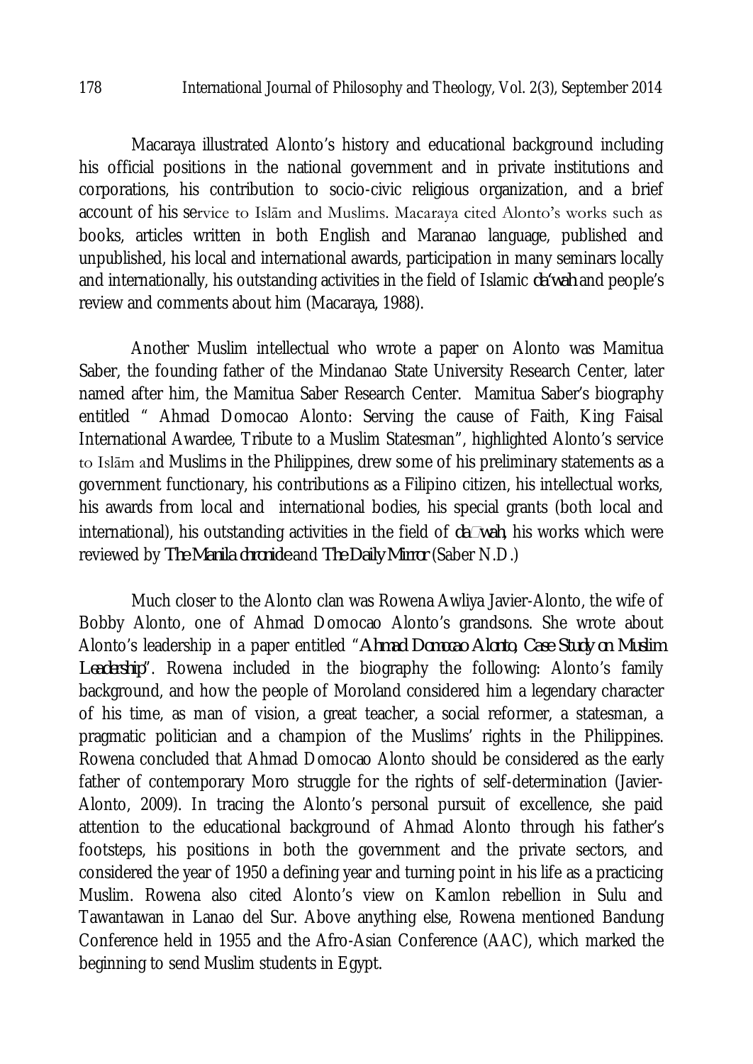Macaraya illustrated Alonto's history and educational background including his official positions in the national government and in private institutions and corporations, his contribution to socio-civic religious organization, and a brief account of his service to Islām and Muslims. Macaraya cited Alonto's works such as books, articles written in both English and Maranao language, published and unpublished, his local and international awards, participation in many seminars locally and internationally, his outstanding activities in the field of Islamic *da'wah* and people's review and comments about him (Macaraya, 1988).

Another Muslim intellectual who wrote a paper on Alonto was Mamitua Saber, the founding father of the Mindanao State University Research Center, later named after him, the Mamitua Saber Research Center. Mamitua Saber's biography entitled " Ahmad Domocao Alonto: Serving the cause of Faith, King Faisal International Awardee, Tribute to a Muslim Statesman", highlighted Alonto's service to Islām and Muslims in the Philippines, drew some of his preliminary statements as a government functionary, his contributions as a Filipino citizen, his intellectual works, his awards from local and international bodies, his special grants (both local and international), his outstanding activities in the field of *da*□*wah*, his works which were reviewed by *The Manila chronicle* and *The Daily Mirror* (Saber N.D.)

Much closer to the Alonto clan was Rowena Awliya Javier-Alonto, the wife of Bobby Alonto, one of Ahmad Domocao Alonto's grandsons. She wrote about Alonto's leadership in a paper entitled "*Ahmad Domocao Alonto, Case Study on Muslim Leadership*". Rowena included in the biography the following: Alonto's family background, and how the people of Moroland considered him a legendary character of his time, as man of vision, a great teacher, a social reformer, a statesman, a pragmatic politician and a champion of the Muslims' rights in the Philippines. Rowena concluded that Ahmad Domocao Alonto should be considered as the early father of contemporary Moro struggle for the rights of self-determination (Javier-Alonto, 2009). In tracing the Alonto's personal pursuit of excellence, she paid attention to the educational background of Ahmad Alonto through his father's footsteps, his positions in both the government and the private sectors, and considered the year of 1950 a defining year and turning point in his life as a practicing Muslim. Rowena also cited Alonto's view on Kamlon rebellion in Sulu and Tawantawan in Lanao del Sur. Above anything else, Rowena mentioned Bandung Conference held in 1955 and the Afro-Asian Conference (AAC), which marked the beginning to send Muslim students in Egypt.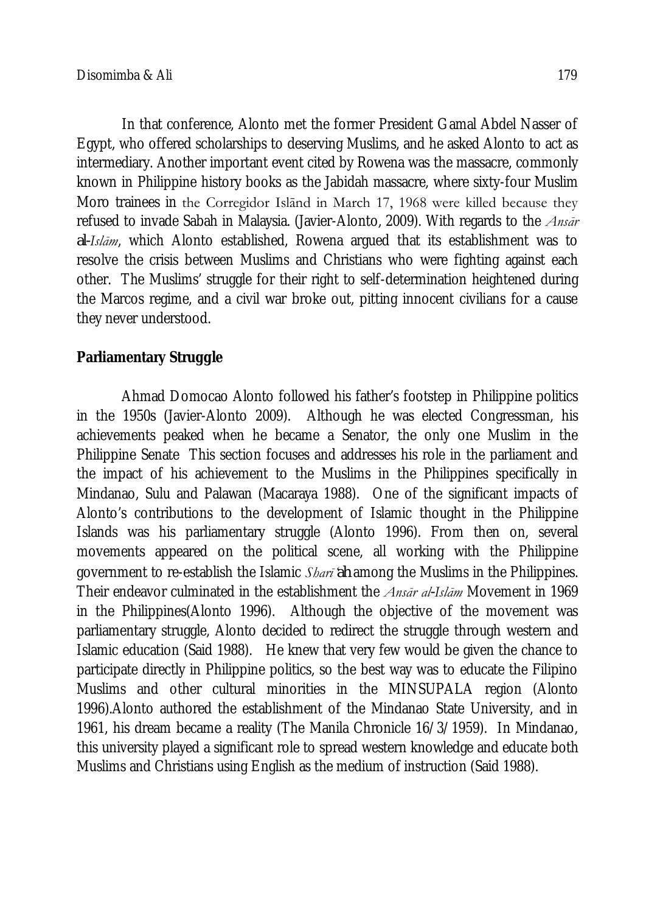In that conference, Alonto met the former President Gamal Abdel Nasser of Egypt, who offered scholarships to deserving Muslims, and he asked Alonto to act as intermediary. Another important event cited by Rowena was the massacre, commonly known in Philippine history books as the Jabidah massacre, where sixty-four Muslim Moro trainees in the Corregidor Islānd in March 17, 1968 were killed because they refused to invade Sabah in Malaysia. (Javier-Alonto, 2009). With regards to the *Ansār al-Islām*, which Alonto established, Rowena argued that its establishment was to resolve the crisis between Muslims and Christians who were fighting against each other. The Muslims' struggle for their right to self-determination heightened during the Marcos regime, and a civil war broke out, pitting innocent civilians for a cause they never understood.

## Parliamentary Struggle

Ahmad Domocao Alonto followed his father's footstep in Philippine politics in the 1950s (Javier-Alonto 2009). Although he was elected Congressman, his achievements peaked when he became a Senator, the only one Muslim in the Philippine Senate This section focuses and addresses his role in the parliament and the impact of his achievement to the Muslims in the Philippines specifically in Mindanao, Sulu and Palawan (Macaraya 1988). One of the significant impacts of Alonto's contributions to the development of Islamic thought in the Philippine Islands was his parliamentary struggle (Alonto 1996). From then on, several movements appeared on the political scene, all working with the Philippine government to re-establish the Islamic *Sharī'ah* among the Muslims in the Philippines. Their endeavor culminated in the establishment the *Ansār al-Islām* Movement in 1969 in the Philippines(Alonto 1996). Although the objective of the movement was parliamentary struggle, Alonto decided to redirect the struggle through western and Islamic education (Said 1988). He knew that very few would be given the chance to participate directly in Philippine politics, so the best way was to educate the Filipino Muslims and other cultural minorities in the MINSUPALA region (Alonto 1996).Alonto authored the establishment of the Mindanao State University, and in 1961, his dream became a reality (The Manila Chronicle 16/3/1959). In Mindanao, this university played a significant role to spread western knowledge and educate both Muslims and Christians using English as the medium of instruction (Said 1988).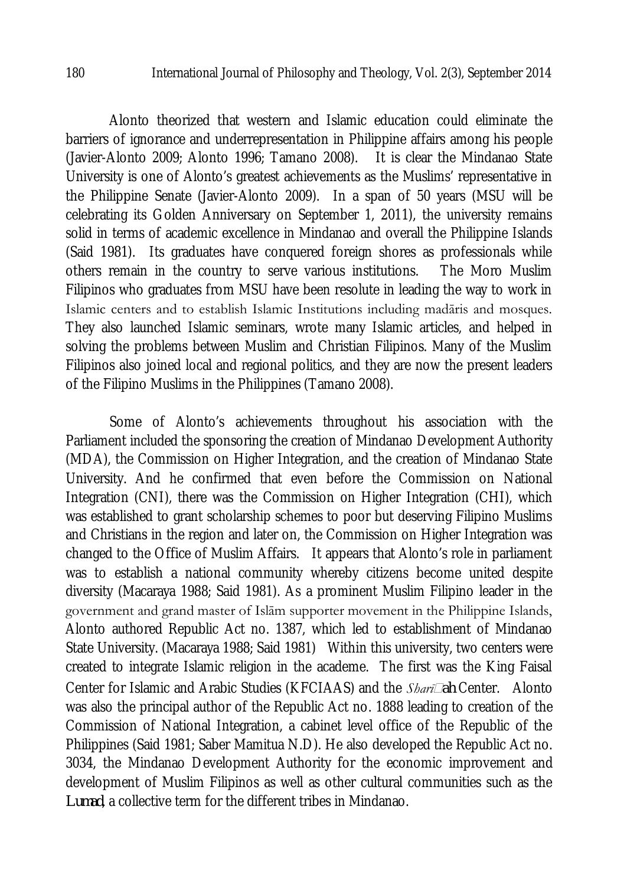Alonto theorized that western and Islamic education could eliminate the barriers of ignorance and underrepresentation in Philippine affairs among his people (Javier-Alonto 2009; Alonto 1996; Tamano 2008). It is clear the Mindanao State University is one of Alonto's greatest achievements as the Muslims' representative in the Philippine Senate (Javier-Alonto 2009). In a span of 50 years (MSU will be celebrating its Golden Anniversary on September 1, 2011), the university remains solid in terms of academic excellence in Mindanao and overall the Philippine Islands (Said 1981). Its graduates have conquered foreign shores as professionals while others remain in the country to serve various institutions. The Moro Muslim Filipinos who graduates from MSU have been resolute in leading the way to work in Islamic centers and to establish Islamic Institutions including madāris and mosques. They also launched Islamic seminars, wrote many Islamic articles, and helped in solving the problems between Muslim and Christian Filipinos. Many of the Muslim Filipinos also joined local and regional politics, and they are now the present leaders of the Filipino Muslims in the Philippines (Tamano 2008).

Some of Alonto's achievements throughout his association with the Parliament included the sponsoring the creation of Mindanao Development Authority (MDA), the Commission on Higher Integration, and the creation of Mindanao State University. And he confirmed that even before the Commission on National Integration (CNI), there was the Commission on Higher Integration (CHI), which was established to grant scholarship schemes to poor but deserving Filipino Muslims and Christians in the region and later on, the Commission on Higher Integration was changed to the Office of Muslim Affairs. It appears that Alonto's role in parliament was to establish a national community whereby citizens become united despite diversity (Macaraya 1988; Said 1981). As a prominent Muslim Filipino leader in the government and grand master of Islām supporter movement in the Philippine Islands, Alonto authored Republic Act no. 1387, which led to establishment of Mindanao State University. (Macaraya 1988; Said 1981) Within this university, two centers were created to integrate Islamic religion in the academe. The first was the King Faisal Center for Islamic and Arabic Studies (KFCIAAS) and the *Sharī*ʿ**ah** Center. Alonto was also the principal author of the Republic Act no. 1888 leading to creation of the Commission of National Integration, a cabinet level office of the Republic of the Philippines (Said 1981; Saber Mamitua N.D). He also developed the Republic Act no. 3034, the Mindanao Development Authority for the economic improvement and development of Muslim Filipinos as well as other cultural communities such as the ***Lumad***, a collective term for the different tribes in Mindanao.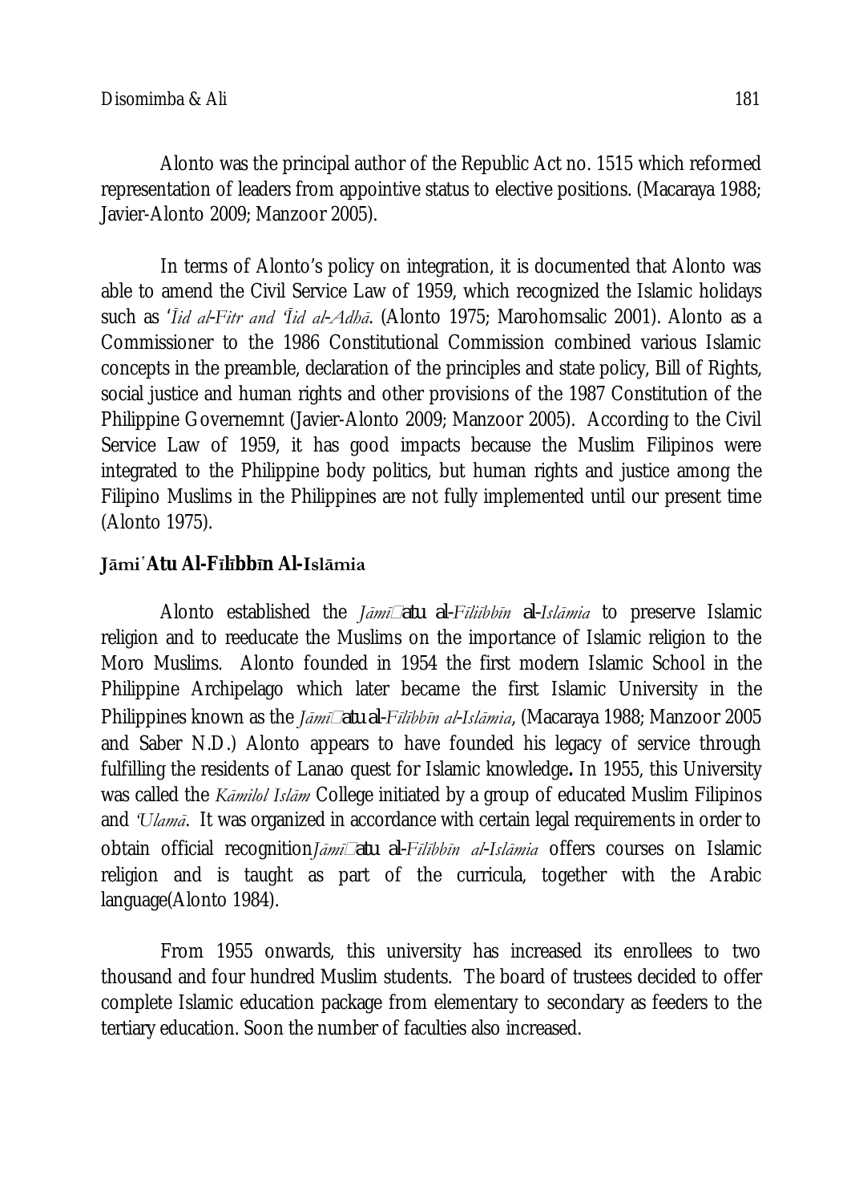Alonto was the principal author of the Republic Act no. 1515 which reformed representation of leaders from appointive status to elective positions. (Macaraya 1988; Javier-Alonto 2009; Manzoor 2005).

In terms of Alonto's policy on integration, it is documented that Alonto was able to amend the Civil Service Law of 1959, which recognized the Islamic holidays such as *'Īid al-Fitr and 'Īid al-Adhā*. (Alonto 1975; Marohomsalic 2001). Alonto as a Commissioner to the 1986 Constitutional Commission combined various Islamic concepts in the preamble, declaration of the principles and state policy, Bill of Rights, social justice and human rights and other provisions of the 1987 Constitution of the Philippine Governemnt (Javier-Alonto 2009; Manzoor 2005). According to the Civil Service Law of 1959, it has good impacts because the Muslim Filipinos were integrated to the Philippine body politics, but human rights and justice among the Filipino Muslims in the Philippines are not fully implemented until our present time (Alonto 1975).

## Jāmi'Atu Al-Fīlībbīn Al-Islāmia

Alonto established the *Jāmi'atu al-Fīliībbīn al-Islāmia* to preserve Islamic religion and to reeducate the Muslims on the importance of Islamic religion to the Moro Muslims. Alonto founded in 1954 the first modern Islamic School in the Philippine Archipelago which later became the first Islamic University in the Philippines known as the *Jāmi'atu al-Fīlībbīn al-Islāmia*, (Macaraya 1988; Manzoor 2005 and Saber N.D.) Alonto appears to have founded his legacy of service through fulfilling the residents of Lanao quest for Islamic knowledge**.** In 1955, this University was called the *Kāmilol Islām* College initiated by a group of educated Muslim Filipinos and *'Ulamā*. It was organized in accordance with certain legal requirements in order to obtain official recognition*Jāmi'atu al-Fīlībbīn al-Islāmia* offers courses on Islamic religion and is taught as part of the curricula, together with the Arabic language(Alonto 1984).

From 1955 onwards, this university has increased its enrollees to two thousand and four hundred Muslim students. The board of trustees decided to offer complete Islamic education package from elementary to secondary as feeders to the tertiary education. Soon the number of faculties also increased.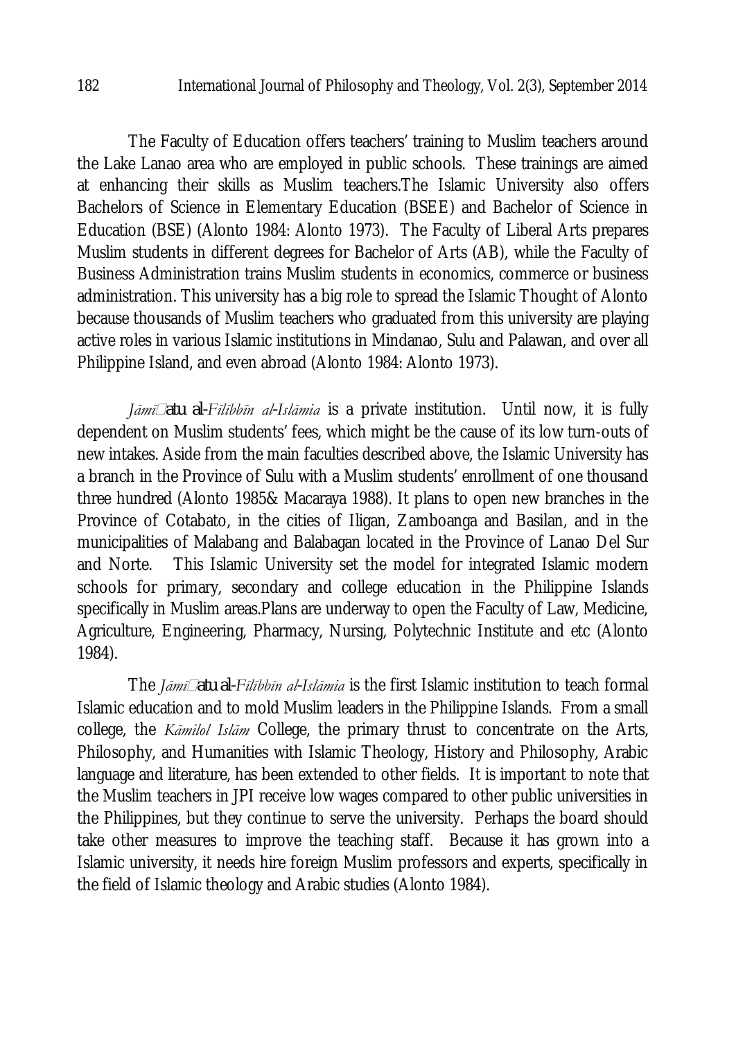The Faculty of Education offers teachers' training to Muslim teachers around the Lake Lanao area who are employed in public schools. These trainings are aimed at enhancing their skills as Muslim teachers.The Islamic University also offers Bachelors of Science in Elementary Education (BSEE) and Bachelor of Science in Education (BSE) (Alonto 1984: Alonto 1973). The Faculty of Liberal Arts prepares Muslim students in different degrees for Bachelor of Arts (AB), while the Faculty of Business Administration trains Muslim students in economics, commerce or business administration. This university has a big role to spread the Islamic Thought of Alonto because thousands of Muslim teachers who graduated from this university are playing active roles in various Islamic institutions in Mindanao, Sulu and Palawan, and over all Philippine Island, and even abroad (Alonto 1984: Alonto 1973).

*Jāmi*atu al-*Fīlībbīn al-Islāmia* is a private institution. Until now, it is fully dependent on Muslim students' fees, which might be the cause of its low turn-outs of new intakes. Aside from the main faculties described above, the Islamic University has a branch in the Province of Sulu with a Muslim students' enrollment of one thousand three hundred (Alonto 1985& Macaraya 1988). It plans to open new branches in the Province of Cotabato, in the cities of Iligan, Zamboanga and Basilan, and in the municipalities of Malabang and Balabagan located in the Province of Lanao Del Sur and Norte. This Islamic University set the model for integrated Islamic modern schools for primary, secondary and college education in the Philippine Islands specifically in Muslim areas.Plans are underway to open the Faculty of Law, Medicine, Agriculture, Engineering, Pharmacy, Nursing, Polytechnic Institute and etc (Alonto 1984).

The *Jāmi*atu al-*Fīlībbīn al-Islāmia* is the first Islamic institution to teach formal Islamic education and to mold Muslim leaders in the Philippine Islands. From a small college, the *Kāmilol Islām* College, the primary thrust to concentrate on the Arts, Philosophy, and Humanities with Islamic Theology, History and Philosophy, Arabic language and literature, has been extended to other fields. It is important to note that the Muslim teachers in JPI receive low wages compared to other public universities in the Philippines, but they continue to serve the university. Perhaps the board should take other measures to improve the teaching staff. Because it has grown into a Islamic university, it needs hire foreign Muslim professors and experts, specifically in the field of Islamic theology and Arabic studies (Alonto 1984).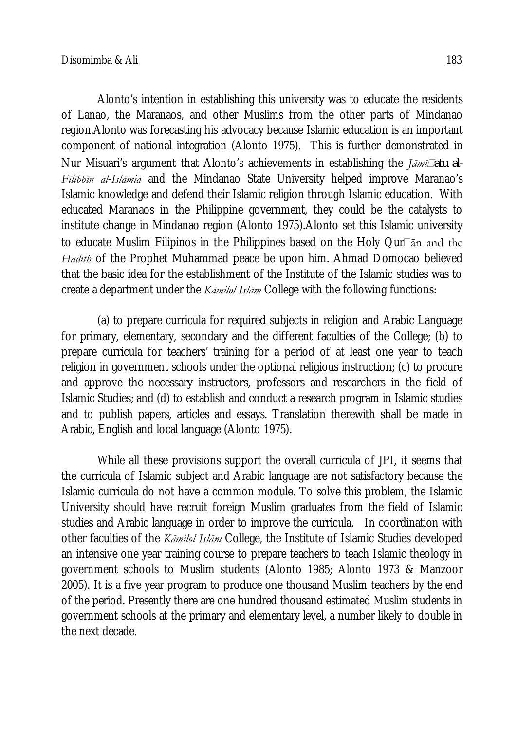Alonto's intention in establishing this university was to educate the residents of Lanao, the Maranaos, and other Muslims from the other parts of Mindanao region.Alonto was forecasting his advocacy because Islamic education is an important component of national integration (Alonto 1975). This is further demonstrated in Nur Misuari's argument that Alonto's achievements in establishing the *Jāmi*□*atu al-Filibbīn al-Islāmia* and the Mindanao State University helped improve Maranao's Islamic knowledge and defend their Islamic religion through Islamic education. With educated Maranaos in the Philippine government, they could be the catalysts to institute change in Mindanao region (Alonto 1975).Alonto set this Islamic university to educate Muslim Filipinos in the Philippines based on the Holy Qur□ān and the *Hadīth* of the Prophet Muhammad peace be upon him. Ahmad Domocao believed that the basic idea for the establishment of the Institute of the Islamic studies was to create a department under the *Kāmilol Islām* College with the following functions:

(a) to prepare curricula for required subjects in religion and Arabic Language for primary, elementary, secondary and the different faculties of the College; (b) to prepare curricula for teachers' training for a period of at least one year to teach religion in government schools under the optional religious instruction; (c) to procure and approve the necessary instructors, professors and researchers in the field of Islamic Studies; and (d) to establish and conduct a research program in Islamic studies and to publish papers, articles and essays. Translation therewith shall be made in Arabic, English and local language (Alonto 1975).

While all these provisions support the overall curricula of JPI, it seems that the curricula of Islamic subject and Arabic language are not satisfactory because the Islamic curricula do not have a common module. To solve this problem, the Islamic University should have recruit foreign Muslim graduates from the field of Islamic studies and Arabic language in order to improve the curricula. In coordination with other faculties of the *Kāmilol Islām* College, the Institute of Islamic Studies developed an intensive one year training course to prepare teachers to teach Islamic theology in government schools to Muslim students (Alonto 1985; Alonto 1973 & Manzoor 2005). It is a five year program to produce one thousand Muslim teachers by the end of the period. Presently there are one hundred thousand estimated Muslim students in government schools at the primary and elementary level, a number likely to double in the next decade.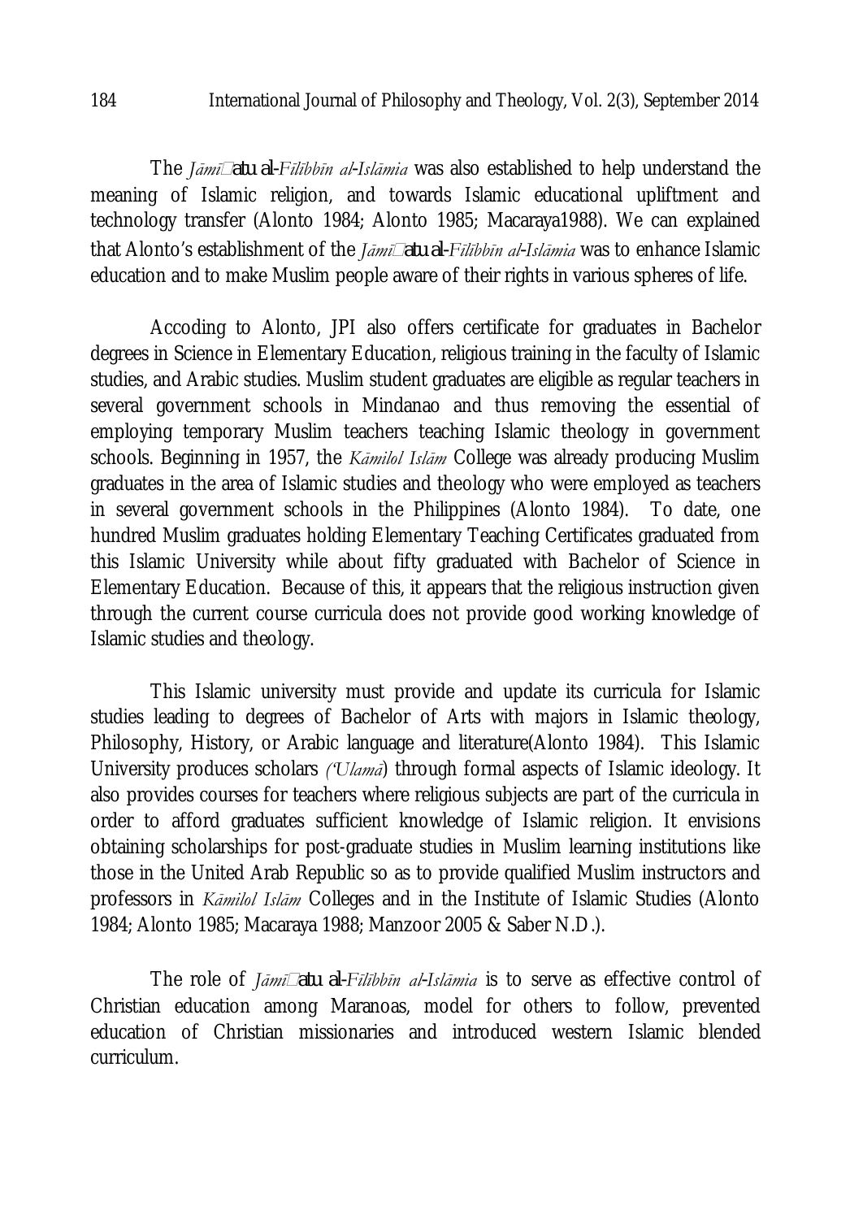The *Jāmiatu al-Fīlibbīn al-Islāmia* was also established to help understand the meaning of Islamic religion, and towards Islamic educational upliftment and technology transfer (Alonto 1984; Alonto 1985; Macaraya1988). We can explained that Alonto's establishment of the *Jāmiatu al-Fīlibbīn al-Islāmia* was to enhance Islamic education and to make Muslim people aware of their rights in various spheres of life.

Accoding to Alonto, JPI also offers certificate for graduates in Bachelor degrees in Science in Elementary Education, religious training in the faculty of Islamic studies, and Arabic studies. Muslim student graduates are eligible as regular teachers in several government schools in Mindanao and thus removing the essential of employing temporary Muslim teachers teaching Islamic theology in government schools. Beginning in 1957, the *Kāmilol Islām* College was already producing Muslim graduates in the area of Islamic studies and theology who were employed as teachers in several government schools in the Philippines (Alonto 1984). To date, one hundred Muslim graduates holding Elementary Teaching Certificates graduated from this Islamic University while about fifty graduated with Bachelor of Science in Elementary Education. Because of this, it appears that the religious instruction given through the current course curricula does not provide good working knowledge of Islamic studies and theology.

This Islamic university must provide and update its curricula for Islamic studies leading to degrees of Bachelor of Arts with majors in Islamic theology, Philosophy, History, or Arabic language and literature(Alonto 1984). This Islamic University produces scholars *('Ulamā*) through formal aspects of Islamic ideology. It also provides courses for teachers where religious subjects are part of the curricula in order to afford graduates sufficient knowledge of Islamic religion. It envisions obtaining scholarships for post-graduate studies in Muslim learning institutions like those in the United Arab Republic so as to provide qualified Muslim instructors and professors in *Kāmilol Islām* Colleges and in the Institute of Islamic Studies (Alonto 1984; Alonto 1985; Macaraya 1988; Manzoor 2005 & Saber N.D.).

The role of *Jāmiatu al-Fīlibbīn al-Islāmia* is to serve as effective control of Christian education among Maranoas, model for others to follow, prevented education of Christian missionaries and introduced western Islamic blended curriculum.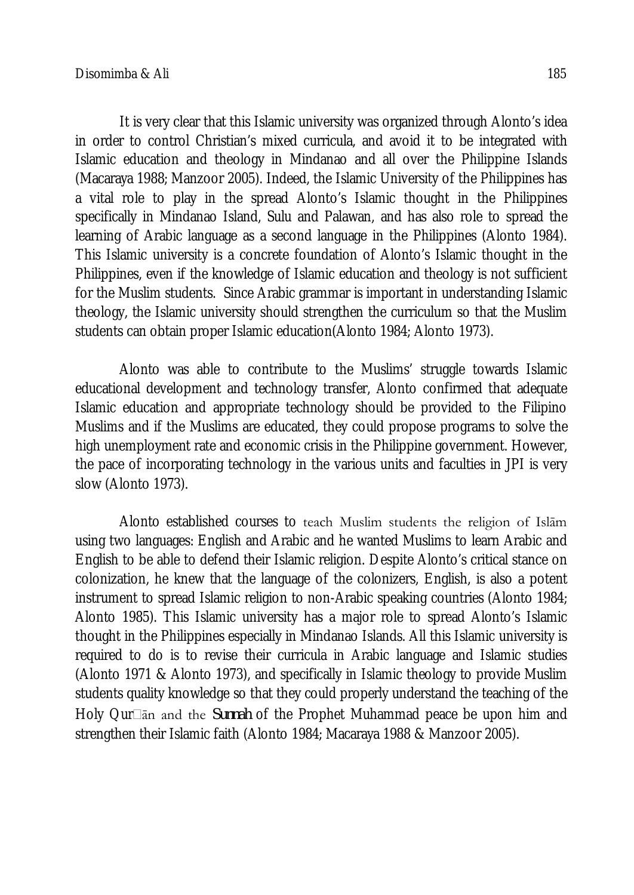It is very clear that this Islamic university was organized through Alonto's idea in order to control Christian's mixed curricula, and avoid it to be integrated with Islamic education and theology in Mindanao and all over the Philippine Islands (Macaraya 1988; Manzoor 2005). Indeed, the Islamic University of the Philippines has a vital role to play in the spread Alonto's Islamic thought in the Philippines specifically in Mindanao Island, Sulu and Palawan, and has also role to spread the learning of Arabic language as a second language in the Philippines (Alonto 1984). This Islamic university is a concrete foundation of Alonto's Islamic thought in the Philippines, even if the knowledge of Islamic education and theology is not sufficient for the Muslim students. Since Arabic grammar is important in understanding Islamic theology, the Islamic university should strengthen the curriculum so that the Muslim students can obtain proper Islamic education(Alonto 1984; Alonto 1973).

Alonto was able to contribute to the Muslims' struggle towards Islamic educational development and technology transfer, Alonto confirmed that adequate Islamic education and appropriate technology should be provided to the Filipino Muslims and if the Muslims are educated, they could propose programs to solve the high unemployment rate and economic crisis in the Philippine government. However, the pace of incorporating technology in the various units and faculties in JPI is very slow (Alonto 1973).

Alonto established courses to teach Muslim students the religion of Islām using two languages: English and Arabic and he wanted Muslims to learn Arabic and English to be able to defend their Islamic religion. Despite Alonto's critical stance on colonization, he knew that the language of the colonizers, English, is also a potent instrument to spread Islamic religion to non-Arabic speaking countries (Alonto 1984; Alonto 1985). This Islamic university has a major role to spread Alonto's Islamic thought in the Philippines especially in Mindanao Islands. All this Islamic university is required to do is to revise their curricula in Arabic language and Islamic studies (Alonto 1971 & Alonto 1973), and specifically in Islamic theology to provide Muslim students quality knowledge so that they could properly understand the teaching of the Holy Qur'ān and the *Sunnah* of the Prophet Muhammad peace be upon him and strengthen their Islamic faith (Alonto 1984; Macaraya 1988 & Manzoor 2005).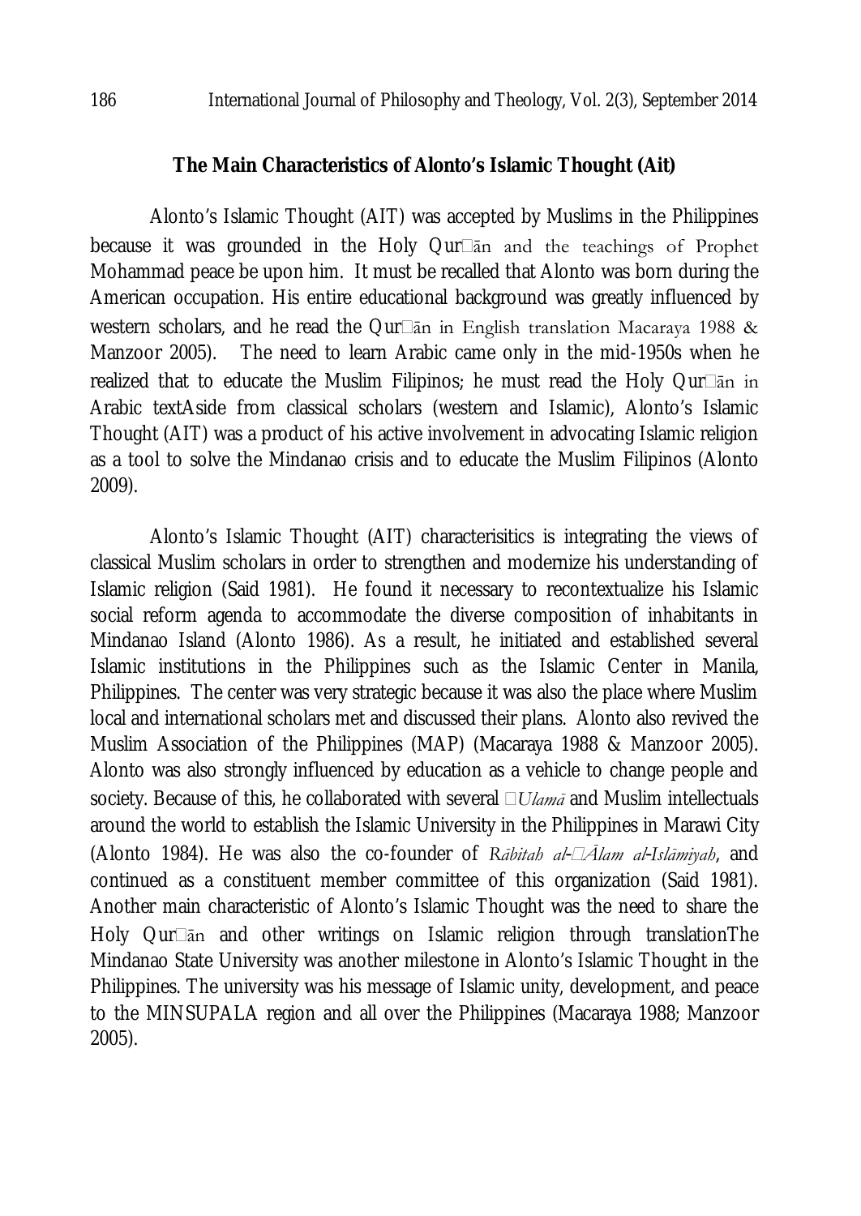**The Main Characteristics of Alonto's Islamic Thought (Ait)**

Alonto's Islamic Thought (AIT) was accepted by Muslims in the Philippines because it was grounded in the Holy Qur□ān and the teachings of Prophet Mohammad peace be upon him. It must be recalled that Alonto was born during the American occupation. His entire educational background was greatly influenced by western scholars, and he read the Qur□ān in English translation Macaraya 1988 & Manzoor 2005). The need to learn Arabic came only in the mid-1950s when he realized that to educate the Muslim Filipinos; he must read the Holy Qur□ān in Arabic textAside from classical scholars (western and Islamic), Alonto's Islamic Thought (AIT) was a product of his active involvement in advocating Islamic religion as a tool to solve the Mindanao crisis and to educate the Muslim Filipinos (Alonto 2009).

Alonto's Islamic Thought (AIT) characterisitics is integrating the views of classical Muslim scholars in order to strengthen and modernize his understanding of Islamic religion (Said 1981). He found it necessary to recontextualize his Islamic social reform agenda to accommodate the diverse composition of inhabitants in Mindanao Island (Alonto 1986). As a result, he initiated and established several Islamic institutions in the Philippines such as the Islamic Center in Manila, Philippines. The center was very strategic because it was also the place where Muslim local and international scholars met and discussed their plans. Alonto also revived the Muslim Association of the Philippines (MAP) (Macaraya 1988 & Manzoor 2005). Alonto was also strongly influenced by education as a vehicle to change people and society. Because of this, he collaborated with several *□Ulamā* and Muslim intellectuals around the world to establish the Islamic University in the Philippines in Marawi City (Alonto 1984). He was also the co-founder of *Rābitah al-□Ālam al-Islāmiyah*, and continued as a constituent member committee of this organization (Said 1981). Another main characteristic of Alonto's Islamic Thought was the need to share the Holy Qur□ān and other writings on Islamic religion through translationThe Mindanao State University was another milestone in Alonto's Islamic Thought in the Philippines. The university was his message of Islamic unity, development, and peace to the MINSUPALA region and all over the Philippines (Macaraya 1988; Manzoor 2005).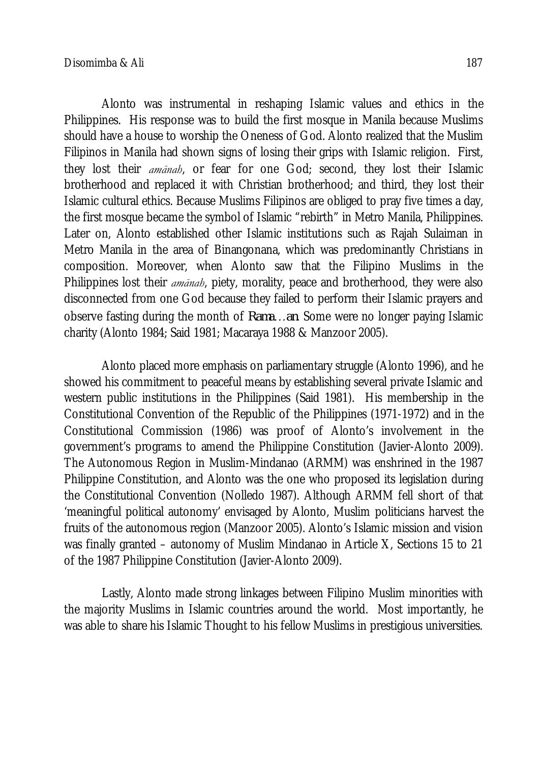Alonto was instrumental in reshaping Islamic values and ethics in the Philippines. His response was to build the first mosque in Manila because Muslims should have a house to worship the Oneness of God. Alonto realized that the Muslim Filipinos in Manila had shown signs of losing their grips with Islamic religion. First, they lost their *amānah*, or fear for one God; second, they lost their Islamic brotherhood and replaced it with Christian brotherhood; and third, they lost their Islamic cultural ethics. Because Muslims Filipinos are obliged to pray five times a day, the first mosque became the symbol of Islamic "rebirth" in Metro Manila, Philippines. Later on, Alonto established other Islamic institutions such as Rajah Sulaiman in Metro Manila in the area of Binangonana, which was predominantly Christians in composition. Moreover, when Alonto saw that the Filipino Muslims in the Philippines lost their *amānah*, piety, morality, peace and brotherhood, they were also disconnected from one God because they failed to perform their Islamic prayers and observe fasting during the month of *Rama…an*. Some were no longer paying Islamic charity (Alonto 1984; Said 1981; Macaraya 1988 & Manzoor 2005).

Alonto placed more emphasis on parliamentary struggle (Alonto 1996), and he showed his commitment to peaceful means by establishing several private Islamic and western public institutions in the Philippines (Said 1981). His membership in the Constitutional Convention of the Republic of the Philippines (1971-1972) and in the Constitutional Commission (1986) was proof of Alonto's involvement in the government's programs to amend the Philippine Constitution (Javier-Alonto 2009). The Autonomous Region in Muslim-Mindanao (ARMM) was enshrined in the 1987 Philippine Constitution, and Alonto was the one who proposed its legislation during the Constitutional Convention (Nolledo 1987). Although ARMM fell short of that 'meaningful political autonomy' envisaged by Alonto, Muslim politicians harvest the fruits of the autonomous region (Manzoor 2005). Alonto's Islamic mission and vision was finally granted – autonomy of Muslim Mindanao in Article X, Sections 15 to 21 of the 1987 Philippine Constitution (Javier-Alonto 2009).

Lastly, Alonto made strong linkages between Filipino Muslim minorities with the majority Muslims in Islamic countries around the world. Most importantly, he was able to share his Islamic Thought to his fellow Muslims in prestigious universities.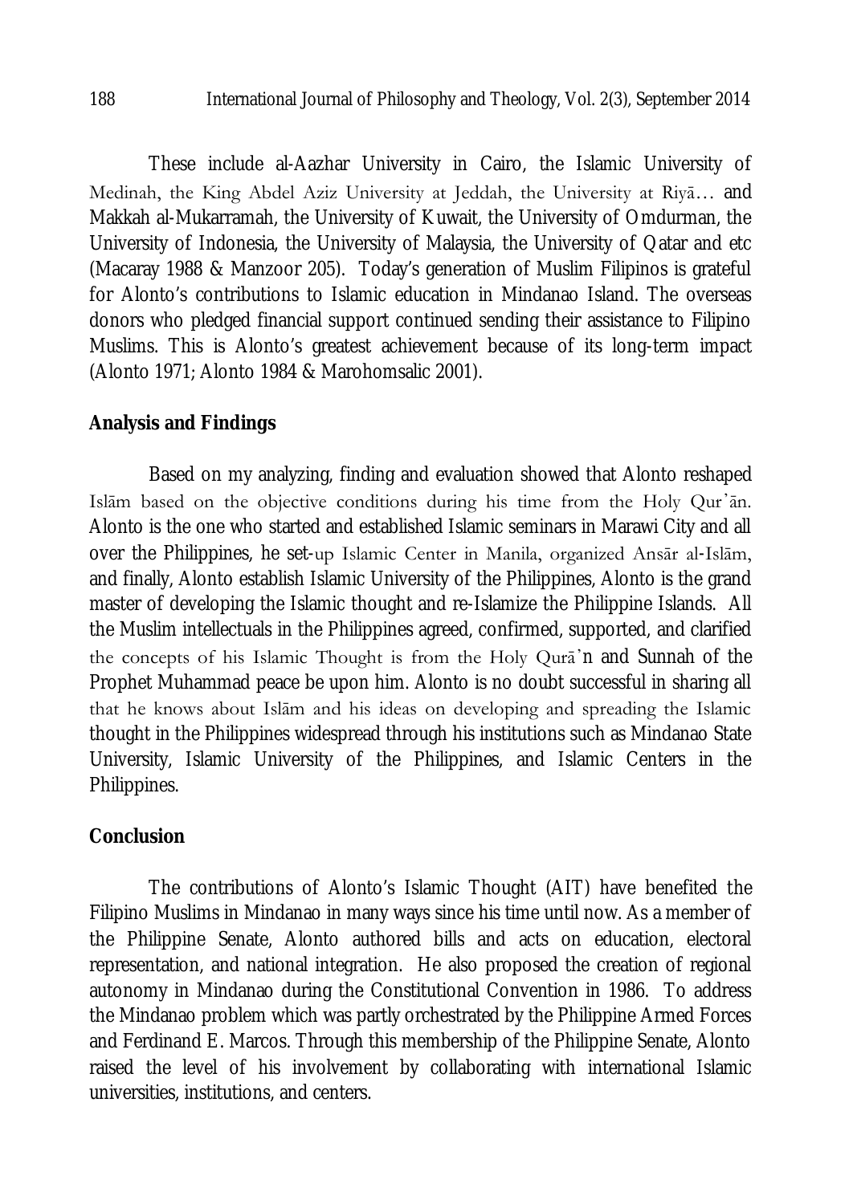These include al-Aazhar University in Cairo, the Islamic University of Medinah, the King Abdel Aziz University at Jeddah, the University at Riyā… and Makkah al-Mukarramah, the University of Kuwait, the University of Omdurman, the University of Indonesia, the University of Malaysia, the University of Qatar and etc (Macaray 1988 & Manzoor 205). Today's generation of Muslim Filipinos is grateful for Alonto's contributions to Islamic education in Mindanao Island. The overseas donors who pledged financial support continued sending their assistance to Filipino Muslims. This is Alonto's greatest achievement because of its long-term impact (Alonto 1971; Alonto 1984 & Marohomsalic 2001).

## Analysis and Findings

Based on my analyzing, finding and evaluation showed that Alonto reshaped Islām based on the objective conditions during his time from the Holy Qur'ān. Alonto is the one who started and established Islamic seminars in Marawi City and all over the Philippines, he set-up Islamic Center in Manila, organized Ansār al-Islām, and finally, Alonto establish Islamic University of the Philippines, Alonto is the grand master of developing the Islamic thought and re-Islamize the Philippine Islands. All the Muslim intellectuals in the Philippines agreed, confirmed, supported, and clarified the concepts of his Islamic Thought is from the Holy Qurā'n and Sunnah of the Prophet Muhammad peace be upon him. Alonto is no doubt successful in sharing all that he knows about Islām and his ideas on developing and spreading the Islamic thought in the Philippines widespread through his institutions such as Mindanao State University, Islamic University of the Philippines, and Islamic Centers in the Philippines.

## Conclusion

The contributions of Alonto's Islamic Thought (AIT) have benefited the Filipino Muslims in Mindanao in many ways since his time until now. As a member of the Philippine Senate, Alonto authored bills and acts on education, electoral representation, and national integration. He also proposed the creation of regional autonomy in Mindanao during the Constitutional Convention in 1986. To address the Mindanao problem which was partly orchestrated by the Philippine Armed Forces and Ferdinand E. Marcos. Through this membership of the Philippine Senate, Alonto raised the level of his involvement by collaborating with international Islamic universities, institutions, and centers.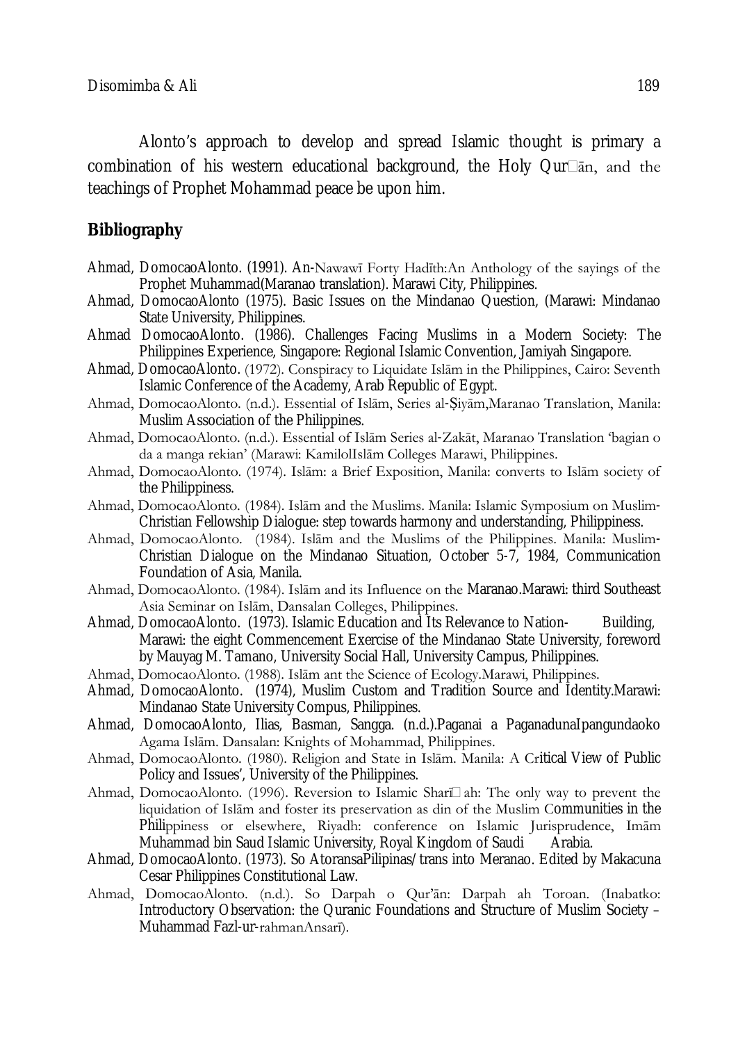Alonto's approach to develop and spread Islamic thought is primary a combination of his western educational background, the Holy Qur□ān, and the teachings of Prophet Mohammad peace be upon him.

## Bibliography

Ahmad, DomocaoAlonto. (1991). An-Nawawī Forty Hadīth:An Anthology of the sayings of the Prophet Muhammad(Maranao translation). Marawi City, Philippines.

Ahmad, DomocaoAlonto (1975). Basic Issues on the Mindanao Question, (Marawi: Mindanao State University, Philippines.

Ahmad DomocaoAlonto. (1986). Challenges Facing Muslims in a Modern Society: The Philippines Experience, Singapore: Regional Islamic Convention, Jamiyah Singapore.

Ahmad, DomocaoAlonto. (1972). Conspiracy to Liquidate Islām in the Philippines, Cairo: Seventh Islamic Conference of the Academy, Arab Republic of Egypt.

Ahmad, DomocaoAlonto. (n.d.). Essential of Islām, Series al-Ṣiyām,Maranao Translation, Manila: Muslim Association of the Philippines.

Ahmad, DomocaoAlonto. (n.d.). Essential of Islām Series al-Zakāt, Maranao Translation 'bagian o da a manga rekian' (Marawi: KamilolIslām Colleges Marawi, Philippines.

Ahmad, DomocaoAlonto. (1974). Islām: a Brief Exposition, Manila: converts to Islām society of the Philippiness.

Ahmad, DomocaoAlonto. (1984). Islām and the Muslims. Manila: Islamic Symposium on Muslim-Christian Fellowship Dialogue: step towards harmony and understanding, Philippiness.

Ahmad, DomocaoAlonto. (1984). Islām and the Muslims of the Philippines. Manila: Muslim-Christian Dialogue on the Mindanao Situation, October 5-7, 1984, Communication Foundation of Asia, Manila.

Ahmad, DomocaoAlonto. (1984). Islām and its Influence on the Maranao.Marawi: third Southeast Asia Seminar on Islām, Dansalan Colleges, Philippines.

Ahmad, DomocaoAlonto. (1973). Islamic Education and Its Relevance to Nation- Building, Marawi: the eight Commencement Exercise of the Mindanao State University, foreword by Mauyag M. Tamano, University Social Hall, University Campus, Philippines.

Ahmad, DomocaoAlonto. (1988). Islām ant the Science of Ecology.Marawi, Philippines.

Ahmad, DomocaoAlonto. (1974), Muslim Custom and Tradition Source and Identity.Marawi: Mindanao State University Compus, Philippines.

Ahmad, DomocaoAlonto, Ilias, Basman, Sangga. (n.d.).Paganai a PaganadunaIpangundaoko Agama Islām. Dansalan: Knights of Mohammad, Philippines.

Ahmad, DomocaoAlonto. (1980). Religion and State in Islām. Manila: A Critical View of Public Policy and Issues', University of the Philippines.

Ahmad, DomocaoAlonto. (1996). Reversion to Islamic Sharī□ah: The only way to prevent the liquidation of Islām and foster its preservation as din of the Muslim Communities in the Philippiness or elsewhere, Riyadh: conference on Islamic Jurisprudence, Imām Muhammad bin Saud Islamic University, Royal Kingdom of Saudi Arabia.

Ahmad, DomocaoAlonto. (1973). So AtoransaPilipinas/trans into Meranao. Edited by Makacuna Cesar Philippines Constitutional Law.

Ahmad, DomocaoAlonto. (n.d.). So Darpah o Qur'ān: Darpah ah Toroan. (Inabatko: Introductory Observation: the Quranic Foundations and Structure of Muslim Society – Muhammad Fazl-ur-rahmanAnsarī).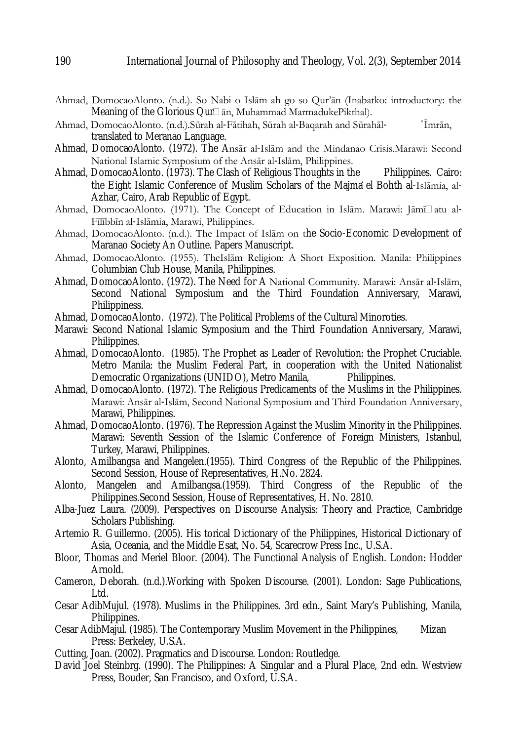Ahmad, DomocaoAlonto. (n.d.). So Nabi o Islām ah go so Qur'ān (Inabatko: introductory: the Meaning of the Glorious Qur□ān, Muhammad MarmadukePikthal).

Ahmad, DomocaoAlonto. (n.d.).Sūrah al-Fātihah, Sūrah al-Baqarah and Sūrahāl- ʿĪmrān, translated to Meranao Language.

Ahmad, DomocaoAlonto. (1972). The Ansār al-Islām and the Mindanao Crisis.Marawi: Second National Islamic Symposium of the Ansār al-Islām, Philippines.

Ahmad, DomocaoAlonto. (1973). The Clash of Religious Thoughts in the Philippines. Cairo: the Eight Islamic Conference of Muslim Scholars of the Majmaʿ el Bohth al-Islāmia, al-Azhar, Cairo, Arab Republic of Egypt.

Ahmad, DomocaoAlonto. (1971). The Concept of Education in Islām. Marawi: Jāmī□atu al-Fīlībbīn al-Islāmia, Marawi, Philippines.

Ahmad, DomocaoAlonto. (n.d.). The Impact of Islām on the Socio-Economic Development of Maranao Society An Outline. Papers Manuscript.

Ahmad, DomocaoAlonto. (1955). TheIslām Religion: A Short Exposition. Manila: Philippines Columbian Club House, Manila, Philippines.

Ahmad, DomocaoAlonto. (1972). The Need for A National Community. Marawi: Ansār al-Islām, Second National Symposium and the Third Foundation Anniversary, Marawi, Philippiness.

Ahmad, DomocaoAlonto. (1972). The Political Problems of the Cultural Minoroties.
Marawi: Second National Islamic Symposium and the Third Foundation Anniversary, Marawi, Philippines.

Ahmad, DomocaoAlonto. (1985). The Prophet as Leader of Revolution: the Prophet Cruciable. Metro Manila: the Muslim Federal Part, in cooperation with the United Nationalist Democratic Organizations (UNIDO), Metro Manila, Philippines.

Ahmad, DomocaoAlonto. (1972). The Religious Predicaments of the Muslims in the Philippines. Marawi: Ansār al-Islām, Second National Symposium and Third Foundation Anniversary, Marawi, Philippines.

Ahmad, DomocaoAlonto. (1976). The Repression Against the Muslim Minority in the Philippines. Marawi: Seventh Session of the Islamic Conference of Foreign Ministers, Istanbul, Turkey, Marawi, Philippines.

Alonto, Amilbangsa and Mangelen.(1955). Third Congress of the Republic of the Philippines. Second Session, House of Representatives, H.No. 2824.

Alonto, Mangelen and Amilbangsa.(1959). Third Congress of the Republic of the Philippines.Second Session, House of Representatives, H. No. 2810.

Alba-Juez Laura. (2009). Perspectives on Discourse Analysis: Theory and Practice, Cambridge Scholars Publishing.

Artemio R. Guillermo. (2005). His torical Dictionary of the Philippines, Historical Dictionary of Asia, Oceania, and the Middle Esat, No. 54, Scarecrow Press Inc., U.S.A.

Bloor, Thomas and Meriel Bloor. (2004). The Functional Analysis of English. London: Hodder Arnold.

Cameron, Deborah. (n.d.).Working with Spoken Discourse. (2001). London: Sage Publications, Ltd.

Cesar AdibMujul. (1978). Muslims in the Philippines. 3rd edn., Saint Mary's Publishing, Manila, Philippines.

Cesar AdibMajul. (1985). The Contemporary Muslim Movement in the Philippines, Mizan Press: Berkeley, U.S.A.

Cutting, Joan. (2002). Pragmatics and Discourse. London: Routledge.

David Joel Steinbrg. (1990). The Philippines: A Singular and a Plural Place, 2nd edn. Westview Press, Bouder, San Francisco, and Oxford, U.S.A.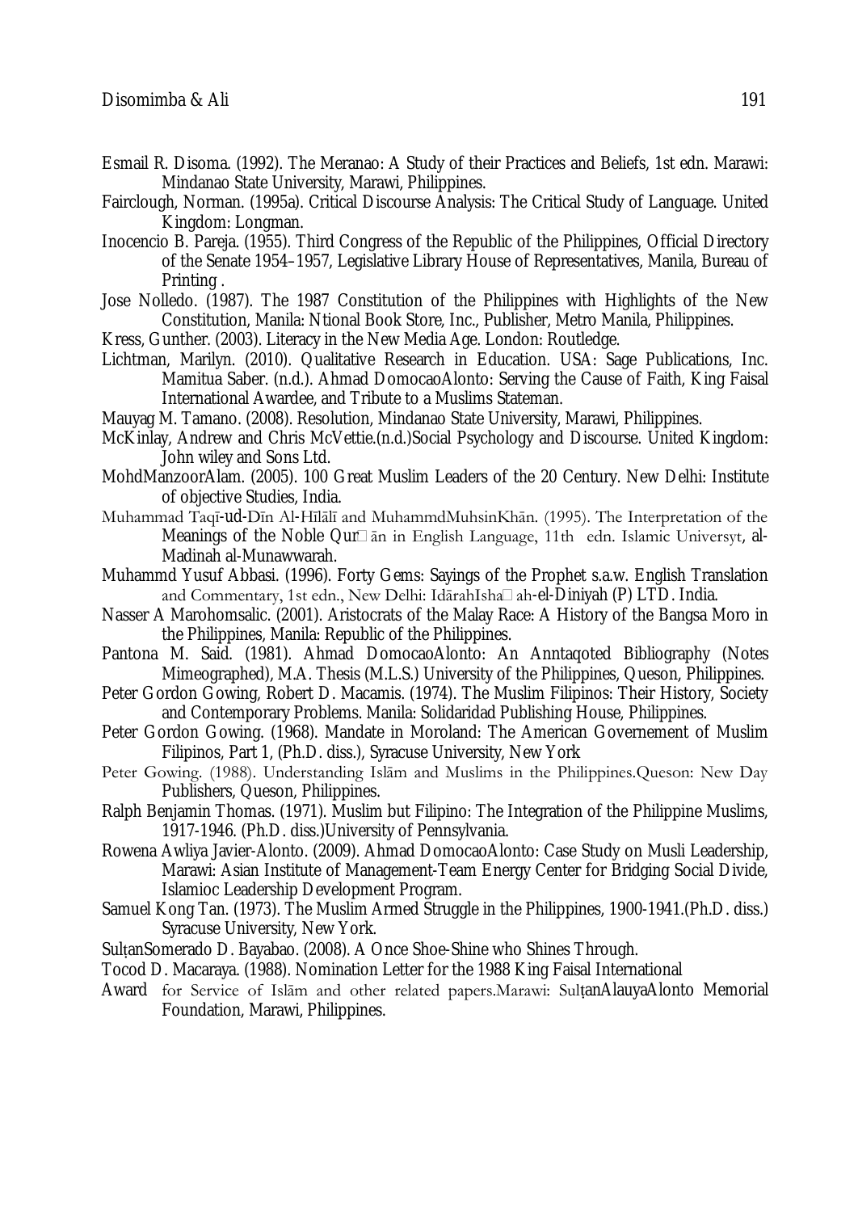Esmail R. Disoma. (1992). The Meranao: A Study of their Practices and Beliefs, 1st edn. Marawi: Mindanao State University, Marawi, Philippines.

Fairclough, Norman. (1995a). Critical Discourse Analysis: The Critical Study of Language. United Kingdom: Longman.

Inocencio B. Pareja. (1955). Third Congress of the Republic of the Philippines, Official Directory of the Senate 1954–1957, Legislative Library House of Representatives, Manila, Bureau of Printing .

Jose Nolledo. (1987). The 1987 Constitution of the Philippines with Highlights of the New Constitution, Manila: Ntional Book Store, Inc., Publisher, Metro Manila, Philippines.

Kress, Gunther. (2003). Literacy in the New Media Age. London: Routledge.

Lichtman, Marilyn. (2010). Qualitative Research in Education. USA: Sage Publications, Inc. Mamitua Saber. (n.d.). Ahmad DomocaoAlonto: Serving the Cause of Faith, King Faisal International Awardee, and Tribute to a Muslims Stateman.

Mauyag M. Tamano. (2008). Resolution, Mindanao State University, Marawi, Philippines.

McKinlay, Andrew and Chris McVettie.(n.d.)Social Psychology and Discourse. United Kingdom: John wiley and Sons Ltd.

MohdManzoorAlam. (2005). 100 Great Muslim Leaders of the 20 Century. New Delhi: Institute of objective Studies, India.

Muhammad Taqī-ud-Dīn Al-Hīlālī and MuhammdMuhsinKhān. (1995). The Interpretation of the Meanings of the Noble Qur□ān in English Language, 11th edn. Islamic Universyt, al-Madinah al-Munawwarah.

Muhammd Yusuf Abbasi. (1996). Forty Gems: Sayings of the Prophet s.a.w. English Translation and Commentary, 1st edn., New Delhi: IdārahIsha□ah-el-Diniyah (P) LTD. India.

Nasser A Marohomsalic. (2001). Aristocrats of the Malay Race: A History of the Bangsa Moro in the Philippines, Manila: Republic of the Philippines.

Pantona M. Said. (1981). Ahmad DomocaoAlonto: An Anntaqoted Bibliography (Notes Mimeographed), M.A. Thesis (M.L.S.) University of the Philippines, Queson, Philippines.

Peter Gordon Gowing, Robert D. Macamis. (1974). The Muslim Filipinos: Their History, Society and Contemporary Problems. Manila: Solidaridad Publishing House, Philippines.

Peter Gordon Gowing. (1968). Mandate in Moroland: The American Governement of Muslim Filipinos, Part 1, (Ph.D. diss.), Syracuse University, New York

Peter Gowing. (1988). Understanding Islām and Muslims in the Philippines.Queson: New Day Publishers, Queson, Philippines.

Ralph Benjamin Thomas. (1971). Muslim but Filipino: The Integration of the Philippine Muslims, 1917-1946. (Ph.D. diss.)University of Pennsylvania.

Rowena Awliya Javier-Alonto. (2009). Ahmad DomocaoAlonto: Case Study on Musli Leadership, Marawi: Asian Institute of Management-Team Energy Center for Bridging Social Divide, Islamioc Leadership Development Program.

Samuel Kong Tan. (1973). The Muslim Armed Struggle in the Philippines, 1900-1941.(Ph.D. diss.) Syracuse University, New York.

SulṭanSomerado D. Bayabao. (2008). A Once Shoe-Shine who Shines Through.

Tocod D. Macaraya. (1988). Nomination Letter for the 1988 King Faisal International Award for Service of Islām and other related papers.Marawi: SulṭanAlauyaAlonto Memorial Foundation, Marawi, Philippines.